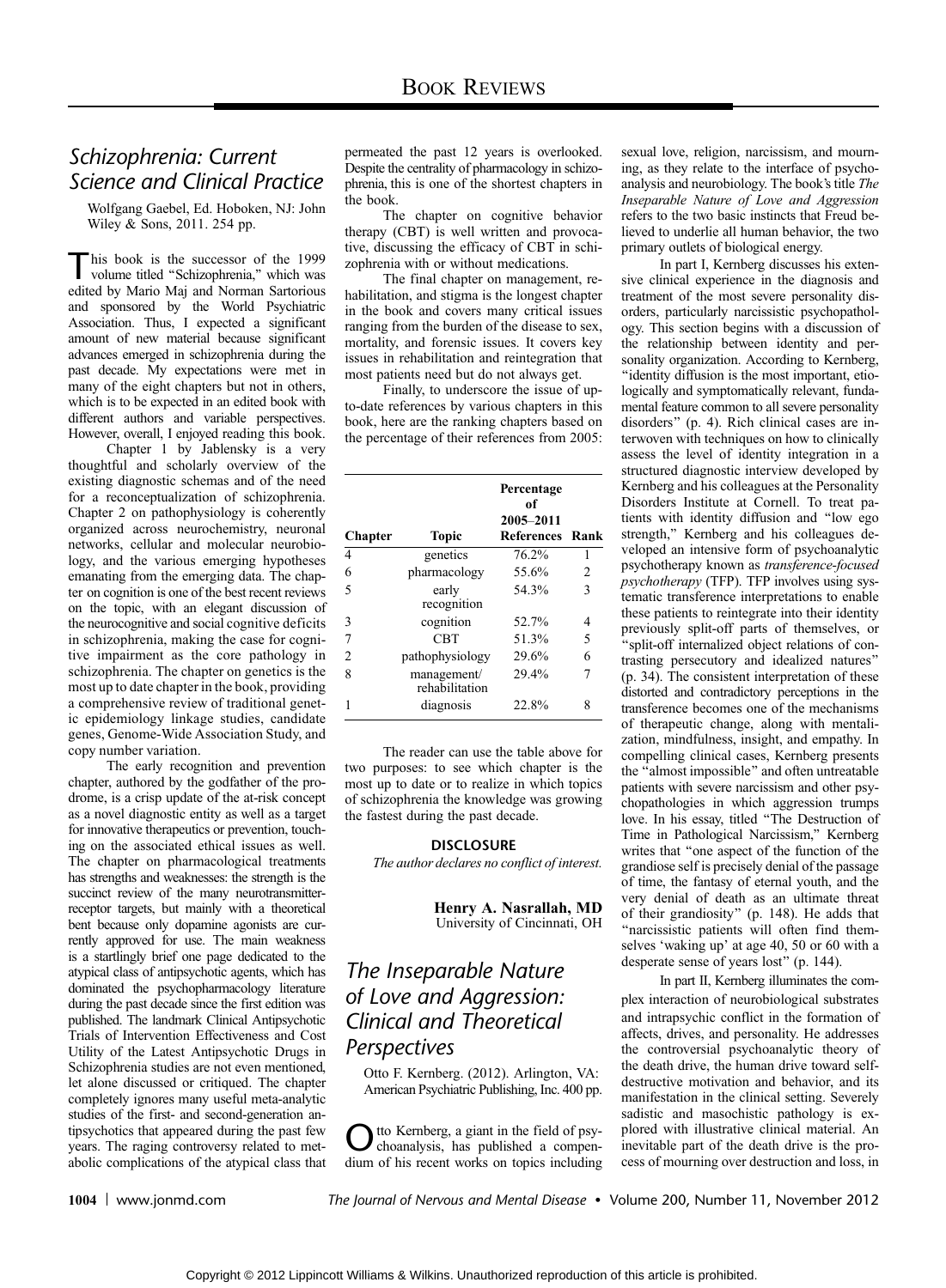# Book Reviews

## *Schizophrenia: Current Science and Clinical Practice*

Wolfgang Gaebel, Ed. Hoboken, NJ: John Wiley & Sons, 2011. 254 pp.

This book is the successor of the 1999 volume titled "Schizophrenia," which was edited by Mario Maj and Norman Sartorious and sponsored by the World Psychiatric Association. Thus, I expected a significant amount of new material because significant advances emerged in schizophrenia during the past decade. My expectations were met in many of the eight chapters but not in others, which is to be expected in an edited book with different authors and variable perspectives. However, overall, I enjoyed reading this book.

Chapter 1 by Jablensky is a very thoughtful and scholarly overview of the existing diagnostic schemas and of the need for a reconceptualization of schizophrenia. Chapter 2 on pathophysiology is coherently organized across neurochemistry, neuronal networks, cellular and molecular neurobiology, and the various emerging hypotheses emanating from the emerging data. The chapter on cognition is one of the best recent reviews on the topic, with an elegant discussion of the neurocognitive and social cognitive deficits in schizophrenia, making the case for cognitive impairment as the core pathology in schizophrenia. The chapter on genetics is the most up to date chapter in the book, providing a comprehensive review of traditional genetic epidemiology linkage studies, candidate genes, Genome-Wide Association Study, and copy number variation.

The early recognition and prevention chapter, authored by the godfather of the prodrome, is a crisp update of the at-risk concept as a novel diagnostic entity as well as a target for innovative therapeutics or prevention, touching on the associated ethical issues as well. The chapter on pharmacological treatments has strengths and weaknesses: the strength is the succinct review of the many neurotransmitter-receptor targets, but mainly with a theoretical bent because only dopamine agonists are currently approved for use. The main weakness is a startlingly brief one page dedicated to the atypical class of antipsychotic agents, which has dominated the psychopharmacology literature during the past decade since the first edition was published. The landmark Clinical Antipsychotic Trials of Intervention Effectiveness and Cost Utility of the Latest Antipsychotic Drugs in Schizophrenia studies are not even mentioned, let alone discussed or critiqued. The chapter completely ignores many useful meta-analytic studies of the first- and second-generation antipsychotics that appeared during the past few years. The raging controversy related to metabolic complications of the atypical class that permeated the past 12 years is overlooked. Despite the centrality of pharmacology in schizophrenia, this is one of the shortest chapters in the book.

The chapter on cognitive behavior therapy (CBT) is well written and provocative, discussing the efficacy of CBT in schizophrenia with or without medications.

The final chapter on management, rehabilitation, and stigma is the longest chapter in the book and covers many critical issues ranging from the burden of the disease to sex, mortality, and forensic issues. It covers key issues in rehabilitation and reintegration that most patients need but do not always get.

Finally, to underscore the issue of up-to-date references by various chapters in this book, here are the ranking chapters based on the percentage of their references from 2005:

| Chapter | Topic | Percentage of 2005–2011 References | Rank |
|---|---|---|---|
| 4 | genetics | 76.2% | 1 |
| 6 | pharmacology | 55.6% | 2 |
| 5 | early recognition | 54.3% | 3 |
| 3 | cognition | 52.7% | 4 |
| 7 | CBT | 51.3% | 5 |
| 2 | pathophysiology | 29.6% | 6 |
| 8 | management/ rehabilitation | 29.4% | 7 |
| 1 | diagnosis | 22.8% | 8 |

The reader can use the table above for two purposes: to see which chapter is the most up to date or to realize in which topics of schizophrenia the knowledge was growing the fastest during the past decade.

**DISCLOSURE**

*The author declares no conflict of interest.*

**Henry A. Nasrallah, MD**
University of Cincinnati, OH

## *The Inseparable Nature of Love and Aggression: Clinical and Theoretical Perspectives*

Otto F. Kernberg. (2012). Arlington, VA: American Psychiatric Publishing, Inc. 400 pp.

Otto Kernberg, a giant in the field of psychoanalysis, has published a compendium of his recent works on topics including sexual love, religion, narcissism, and mourning, as they relate to the interface of psychoanalysis and neurobiology. The book's title *The Inseparable Nature of Love and Aggression* refers to the two basic instincts that Freud believed to underlie all human behavior, the two primary outlets of biological energy.

In part I, Kernberg discusses his extensive clinical experience in the diagnosis and treatment of the most severe personality disorders, particularly narcissistic psychopathology. This section begins with a discussion of the relationship between identity and personality organization. According to Kernberg, "identity diffusion is the most important, etiologically and symptomatically relevant, fundamental feature common to all severe personality disorders" (p. 4). Rich clinical cases are interwoven with techniques on how to clinically assess the level of identity integration in a structured diagnostic interview developed by Kernberg and his colleagues at the Personality Disorders Institute at Cornell. To treat patients with identity diffusion and "low ego strength," Kernberg and his colleagues developed an intensive form of psychoanalytic psychotherapy known as *transference-focused psychotherapy* (TFP). TFP involves using systematic transference interpretations to enable these patients to reintegrate into their identity previously split-off parts of themselves, or "split-off internalized object relations of contrasting persecutory and idealized natures" (p. 34). The consistent interpretation of these distorted and contradictory perceptions in the transference becomes one of the mechanisms of therapeutic change, along with mentalization, mindfulness, insight, and empathy. In compelling clinical cases, Kernberg presents the "almost impossible" and often untreatable patients with severe narcissism and other psychopathologies in which aggression trumps love. In his essay, titled "The Destruction of Time in Pathological Narcissism," Kernberg writes that "one aspect of the function of the grandiose self is precisely denial of the passage of time, the fantasy of eternal youth, and the very denial of death as an ultimate threat of their grandiosity" (p. 148). He adds that "narcissistic patients will often find themselves 'waking up' at age 40, 50 or 60 with a desperate sense of years lost" (p. 144).

In part II, Kernberg illuminates the complex interaction of neurobiological substrates and intrapsychic conflict in the formation of affects, drives, and personality. He addresses the controversial psychoanalytic theory of the death drive, the human drive toward self-destructive motivation and behavior, and its manifestation in the clinical setting. Severely sadistic and masochistic pathology is explored with illustrative clinical material. An inevitable part of the death drive is the process of mourning over destruction and loss, in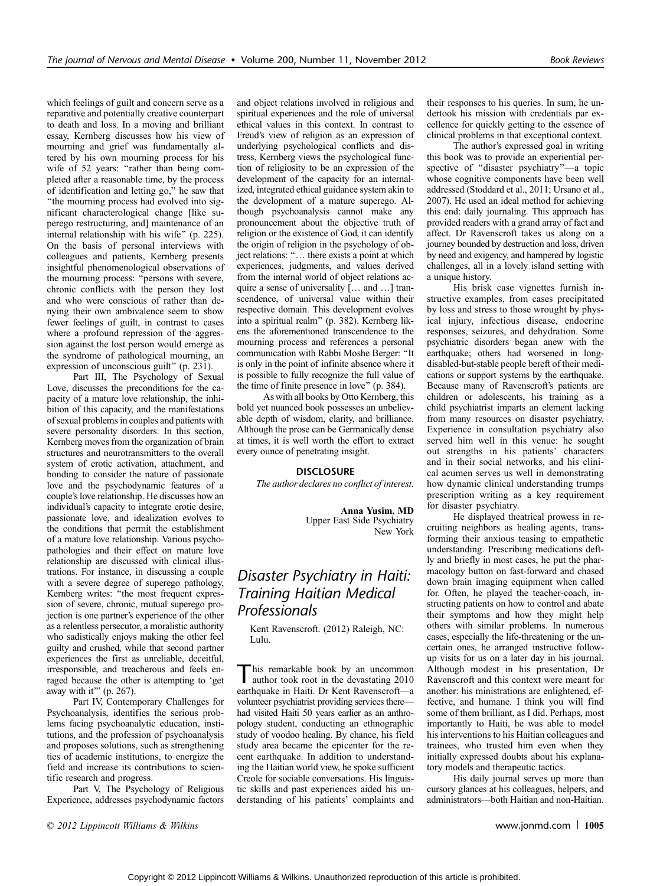which feelings of guilt and concern serve as a reparative and potentially creative counterpart to death and loss. In a moving and brilliant essay, Kernberg discusses how his view of mourning and grief was fundamentally altered by his own mourning process for his wife of 52 years: "rather than being completed after a reasonable time, by the process of identification and letting go," he saw that "the mourning process had evolved into significant characterological change [like superego restructuring, and] maintenance of an internal relationship with his wife" (p. 225). On the basis of personal interviews with colleagues and patients, Kernberg presents insightful phenomenological observations of the mourning process: "persons with severe, chronic conflicts with the person they lost and who were conscious of rather than denying their own ambivalence seem to show fewer feelings of guilt, in contrast to cases where a profound repression of the aggression against the lost person would emerge as the syndrome of pathological mourning, an expression of unconscious guilt" (p. 231).

Part III, The Psychology of Sexual Love, discusses the preconditions for the capacity of a mature love relationship, the inhibition of this capacity, and the manifestations of sexual problems in couples and patients with severe personality disorders. In this section, Kernberg moves from the organization of brain structures and neurotransmitters to the overall system of erotic activation, attachment, and bonding to consider the nature of passionate love and the psychodynamic features of a couple's love relationship. He discusses how an individual's capacity to integrate erotic desire, passionate love, and idealization evolves to the conditions that permit the establishment of a mature love relationship. Various psychopathologies and their effect on mature love relationship are discussed with clinical illustrations. For instance, in discussing a couple with a severe degree of superego pathology, Kernberg writes: "the most frequent expression of severe, chronic, mutual superego projection is one partner's experience of the other as a relentless persecutor, a moralistic authority who sadistically enjoys making the other feel guilty and crushed, while that second partner experiences the first as unreliable, deceitful, irresponsible, and treacherous and feels enraged because the other is attempting to 'get away with it'" (p. 267).

Part IV, Contemporary Challenges for Psychoanalysis, identifies the serious problems facing psychoanalytic education, institutions, and the profession of psychoanalysis and proposes solutions, such as strengthening ties of academic institutions, to energize the field and increase its contributions to scientific research and progress.

Part V, The Psychology of Religious Experience, addresses psychodynamic factors and object relations involved in religious and spiritual experiences and the role of universal ethical values in this context. In contrast to Freud's view of religion as an expression of underlying psychological conflicts and distress, Kernberg views the psychological function of religiosity to be an expression of the development of the capacity for an internalized, integrated ethical guidance system akin to the development of a mature superego. Although psychoanalysis cannot make any pronouncement about the objective truth of religion or the existence of God, it can identify the origin of religion in the psychology of object relations: "… there exists a point at which experiences, judgments, and values derived from the internal world of object relations acquire a sense of universality [… and …] transcendence, of universal value within their respective domain. This development evolves into a spiritual realm" (p. 382). Kernberg likens the aforementioned transcendence to the mourning process and references a personal communication with Rabbi Moshe Berger: "It is only in the point of infinite absence where it is possible to fully recognize the full value of the time of finite presence in love" (p. 384).

As with all books by Otto Kernberg, this bold yet nuanced book possesses an unbelievable depth of wisdom, clarity, and brilliance. Although the prose can be Germanically dense at times, it is well worth the effort to extract every ounce of penetrating insight.

**DISCLOSURE**

*The author declares no conflict of interest.*

**Anna Yusim, MD**
Upper East Side Psychiatry
New York

## Disaster Psychiatry in Haiti: Training Haitian Medical Professionals

Kent Ravenscroft. (2012) Raleigh, NC: Lulu.

This remarkable book by an uncommon author took root in the devastating 2010 earthquake in Haiti. Dr Kent Ravenscroft—a volunteer psychiatrist providing services there—had visited Haiti 50 years earlier as an anthropology student, conducting an ethnographic study of voodoo healing. By chance, his field study area became the epicenter for the recent earthquake. In addition to understanding the Haitian world view, he spoke sufficient Creole for sociable conversations. His linguistic skills and past experiences aided his understanding of his patients' complaints and their responses to his queries. In sum, he undertook his mission with credentials par excellence for quickly getting to the essence of clinical problems in that exceptional context.

The author's expressed goal in writing this book was to provide an experiential perspective of "disaster psychiatry"—a topic whose cognitive components have been well addressed (Stoddard et al., 2011; Ursano et al., 2007). He used an ideal method for achieving this end: daily journaling. This approach has provided readers with a grand array of fact and affect. Dr Ravenscroft takes us along on a journey bounded by destruction and loss, driven by need and exigency, and hampered by logistic challenges, all in a lovely island setting with a unique history.

His brisk case vignettes furnish instructive examples, from cases precipitated by loss and stress to those wrought by physical injury, infectious disease, endocrine responses, seizures, and dehydration. Some psychiatric disorders began anew with the earthquake; others had worsened in long-disabled-but-stable people bereft of their medications or support systems by the earthquake. Because many of Ravenscroft's patients are children or adolescents, his training as a child psychiatrist imparts an element lacking from many resources on disaster psychiatry. Experience in consultation psychiatry also served him well in this venue: he sought out strengths in his patients' characters and in their social networks, and his clinical acumen serves us well in demonstrating how dynamic clinical understanding trumps prescription writing as a key requirement for disaster psychiatry.

He displayed theatrical prowess in recruiting neighbors as healing agents, transforming their anxious teasing to empathetic understanding. Prescribing medications deftly and briefly in most cases, he put the pharmacology button on fast-forward and chased down brain imaging equipment when called for. Often, he played the teacher-coach, instructing patients on how to control and abate their symptoms and how they might help others with similar problems. In numerous cases, especially the life-threatening or the uncertain ones, he arranged instructive follow-up visits for us on a later day in his journal. Although modest in his presentation, Dr Ravenscroft and this context were meant for another: his ministrations are enlightened, effective, and humane. I think you will find some of them brilliant, as I did. Perhaps, most importantly to Haiti, he was able to model his interventions to his Haitian colleagues and trainees, who trusted him even when they initially expressed doubts about his explanatory models and therapeutic tactics.

His daily journal serves up more than cursory glances at his colleagues, helpers, and administrators—both Haitian and non-Haitian.